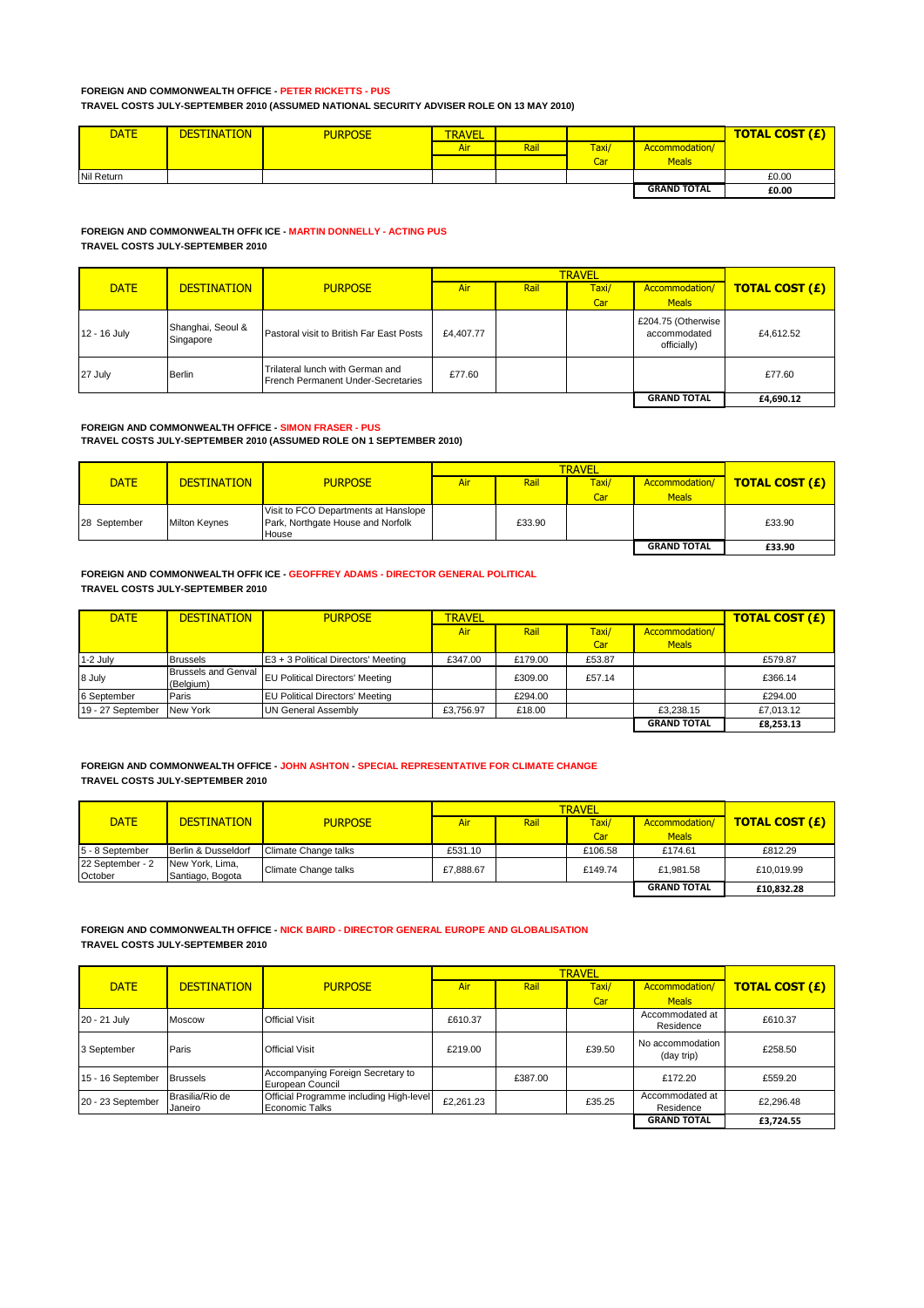**FOREIGN AND COMMONWEALTH OFFICE - PETER RICKETTS - PUS**

**TRAVEL COSTS JULY-SEPTEMBER 2010 (ASSUMED NATIONAL SECURITY ADVISER ROLE ON 13 MAY 2010)**

| DATE | DESTINATION | PURPOSE | TRAVEL | | | | TOTAL COST (£) |
|---|---|---|---|---|---|---|---|
| | | | Air | Rail | Taxi/ Car | Accommodation/ Meals | |
| Nil Return | | | | | | | £0.00 |
| | | | | | | GRAND TOTAL | £0.00 |

**FOREIGN AND COMMONWEALTH OFFIKICE - MARTIN DONNELLY - ACTING PUS**

**TRAVEL COSTS JULY-SEPTEMBER 2010**

| DATE | DESTINATION | PURPOSE | TRAVEL | | | | TOTAL COST (£) |
|---|---|---|---|---|---|---|---|
| | | | Air | Rail | Taxi/ Car | Accommodation/ Meals | |
| 12 - 16 July | Shanghai, Seoul & Singapore | Pastoral visit to British Far East Posts | £4,407.77 | | | £204.75 (Otherwise accommodated officially) | £4,612.52 |
| 27 July | Berlin | Trilateral lunch with German and French Permanent Under-Secretaries | £77.60 | | | | £77.60 |
| | | | | | | GRAND TOTAL | £4,690.12 |

**FOREIGN AND COMMONWEALTH OFFICE - SIMON FRASER - PUS**

**TRAVEL COSTS JULY-SEPTEMBER 2010 (ASSUMED ROLE ON 1 SEPTEMBER 2010)**

| DATE | DESTINATION | PURPOSE | TRAVEL | | | | TOTAL COST (£) |
|---|---|---|---|---|---|---|---|
| | | | Air | Rail | Taxi/ Car | Accommodation/ Meals | |
| 28 September | Milton Keynes | Visit to FCO Departments at Hanslope Park, Northgate House and Norfolk House | | £33.90 | | | £33.90 |
| | | | | | | GRAND TOTAL | £33.90 |

**FOREIGN AND COMMONWEALTH OFFIKICE - GEOFFREY ADAMS - DIRECTOR GENERAL POLITICAL**

**TRAVEL COSTS JULY-SEPTEMBER 2010**

| DATE | DESTINATION | PURPOSE | TRAVEL | | | | TOTAL COST (£) |
|---|---|---|---|---|---|---|---|
| | | | Air | Rail | Taxi/ Car | Accommodation/ Meals | |
| 1-2 July | Brussels | E3 + 3 Political Directors' Meeting | £347.00 | £179.00 | £53.87 | | £579.87 |
| 8 July | Brussels and Genval (Belgium) | EU Political Directors' Meeting | | £309.00 | £57.14 | | £366.14 |
| 6 September | Paris | EU Political Directors' Meeting | | £294.00 | | | £294.00 |
| 19 - 27 September | New York | UN General Assembly | £3,756.97 | £18.00 | | £3,238.15 | £7,013.12 |
| | | | | | | GRAND TOTAL | £8,253.13 |

**FOREIGN AND COMMONWEALTH OFFICE - JOHN ASHTON - SPECIAL REPRESENTATIVE FOR CLIMATE CHANGE**

**TRAVEL COSTS JULY-SEPTEMBER 2010**

| DATE | DESTINATION | PURPOSE | TRAVEL | | | | TOTAL COST (£) |
|---|---|---|---|---|---|---|---|
| | | | Air | Rail | Taxi/ Car | Accommodation/ Meals | |
| 5 - 8 September | Berlin & Dusseldorf | Climate Change talks | £531.10 | | £106.58 | £174.61 | £812.29 |
| 22 September - 2 October | New York, Lima, Santiago, Bogota | Climate Change talks | £7,888.67 | | £149.74 | £1,981.58 | £10,019.99 |
| | | | | | | GRAND TOTAL | £10,832.28 |

**FOREIGN AND COMMONWEALTH OFFICE - NICK BAIRD - DIRECTOR GENERAL EUROPE AND GLOBALISATION**

**TRAVEL COSTS JULY-SEPTEMBER 2010**

| DATE | DESTINATION | PURPOSE | TRAVEL | | | | TOTAL COST (£) |
|---|---|---|---|---|---|---|---|
| | | | Air | Rail | Taxi/ Car | Accommodation/ Meals | |
| 20 - 21 July | Moscow | Official Visit | £610.37 | | | Accommodated at Residence | £610.37 |
| 3 September | Paris | Official Visit | £219.00 | | £39.50 | No accommodation (day trip) | £258.50 |
| 15 - 16 September | Brussels | Accompanying Foreign Secretary to European Council | | £387.00 | | £172.20 | £559.20 |
| 20 - 23 September | Brasilia/Rio de Janeiro | Official Programme including High-level Economic Talks | £2,261.23 | | £35.25 | Accommodated at Residence | £2,296.48 |
| | | | | | | GRAND TOTAL | £3,724.55 |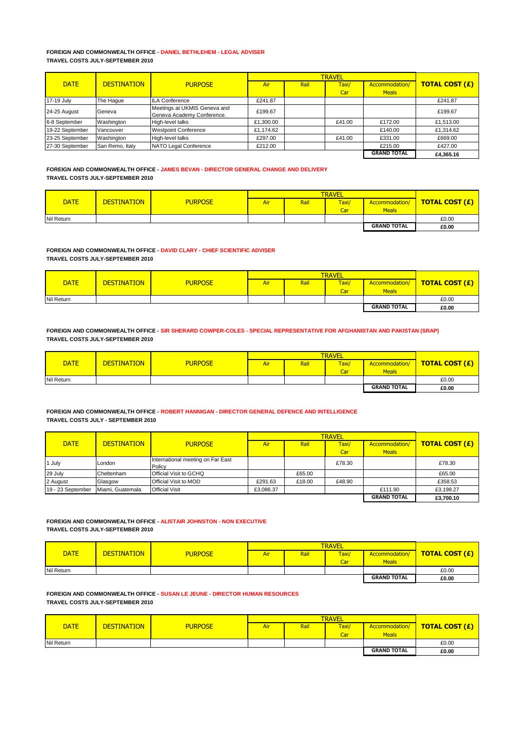**FOREIGN AND COMMONWEALTH OFFICE - DANIEL BETHLEHEM - LEGAL ADVISER**
**TRAVEL COSTS JULY-SEPTEMBER 2010**

| DATE | DESTINATION | PURPOSE | TRAVEL | | | | TOTAL COST (£) |
|---|---|---|---|---|---|---|---|
| | | | Air | Rail | Taxi/ Car | Accommodation/ Meals | |
| 17-19 July | The Hague | ILA Conference | £241.87 | | | | £241.87 |
| 24-25 August | Geneva | Meetings at UKMIS Geneva and Geneva Academy Conference. | £199.67 | | | | £199.67 |
| 6-8 September | Washington | High-level talks | £1,300.00 | | £41.00 | £172.00 | £1,513.00 |
| 19-22 September | Vancouver | Westpoint Conference | £1,174.62 | | | £140.00 | £1,314.62 |
| 23-25 September | Washington | High-level talks | £297.00 | | £41.00 | £331.00 | £669.00 |
| 27-30 September | San Remo, Italy | NATO Legal Conference | £212.00 | | | £215.00 | £427.00 |
| | | | | | | **GRAND TOTAL** | **£4,365.16** |

**FOREIGN AND COMMONWEALTH OFFICE - JAMES BEVAN - DIRECTOR GENERAL CHANGE AND DELIVERY**
**TRAVEL COSTS JULY-SEPTEMBER 2010**

| DATE | DESTINATION | PURPOSE | TRAVEL | | | | TOTAL COST (£) |
|---|---|---|---|---|---|---|---|
| | | | Air | Rail | Taxi/ Car | Accommodation/ Meals | |
| Nil Return | | | | | | | £0.00 |
| | | | | | | **GRAND TOTAL** | **£0.00** |

**FOREIGN AND COMMONWEALTH OFFICE - DAVID CLARY - CHIEF SCIENTIFIC ADVISER**
**TRAVEL COSTS JULY-SEPTEMBER 2010**

| DATE | DESTINATION | PURPOSE | TRAVEL | | | | TOTAL COST (£) |
|---|---|---|---|---|---|---|---|
| | | | Air | Rail | Taxi/ Car | Accommodation/ Meals | |
| Nil Return | | | | | | | £0.00 |
| | | | | | | **GRAND TOTAL** | **£0.00** |

**FOREIGN AND COMMONWEALTH OFFICE - SIR SHERARD COWPER-COLES - SPECIAL REPRESENTATIVE FOR AFGHANISTAN AND PAKISTAN (SRAP)**
**TRAVEL COSTS JULY-SEPTEMBER 2010**

| DATE | DESTINATION | PURPOSE | TRAVEL | | | | TOTAL COST (£) |
|---|---|---|---|---|---|---|---|
| | | | Air | Rail | Taxi/ Car | Accommodation/ Meals | |
| Nil Return | | | | | | | £0.00 |
| | | | | | | **GRAND TOTAL** | **£0.00** |

**FOREIGN AND COMMONWEALTH OFFICE - ROBERT HANNIGAN - DIRECTOR GENERAL DEFENCE AND INTELLIGENCE**
**TRAVEL COSTS JULY - SEPTEMBER 2010**

| DATE | DESTINATION | PURPOSE | TRAVEL | | | | TOTAL COST (£) |
|---|---|---|---|---|---|---|---|
| | | | Air | Rail | Taxi/ Car | Accommodation/ Meals | |
| 1 July | London | International meeting on Far East Policy | | | £78.30 | | £78.30 |
| 29 July | Cheltenham | Official Visit to GCHQ | | £65.00 | | | £65.00 |
| 2 August | Glasgow | Official Visit to MOD | £291.63 | £18.00 | £48.90 | | £358.53 |
| 19 - 23 September | Miami, Guatemala | Official Visit | £3,086.37 | | | £111.90 | £3,198.27 |
| | | | | | | **GRAND TOTAL** | **£3,700.10** |

**FOREIGN AND COMMONWEALTH OFFICE - ALISTAIR JOHNSTON - NON EXECUTIVE**
**TRAVEL COSTS JULY-SEPTEMBER 2010**

| DATE | DESTINATION | PURPOSE | TRAVEL | | | | TOTAL COST (£) |
|---|---|---|---|---|---|---|---|
| | | | Air | Rail | Taxi/ Car | Accommodation/ Meals | |
| Nil Return | | | | | | | £0.00 |
| | | | | | | **GRAND TOTAL** | **£0.00** |

**FOREIGN AND COMMONWEALTH OFFICE - SUSAN LE JEUNE - DIRECTOR HUMAN RESOURCES**
**TRAVEL COSTS JULY-SEPTEMBER 2010**

| DATE | DESTINATION | PURPOSE | TRAVEL | | | | TOTAL COST (£) |
|---|---|---|---|---|---|---|---|
| | | | Air | Rail | Taxi/ Car | Accommodation/ Meals | |
| Nil Return | | | | | | | £0.00 |
| | | | | | | **GRAND TOTAL** | **£0.00** |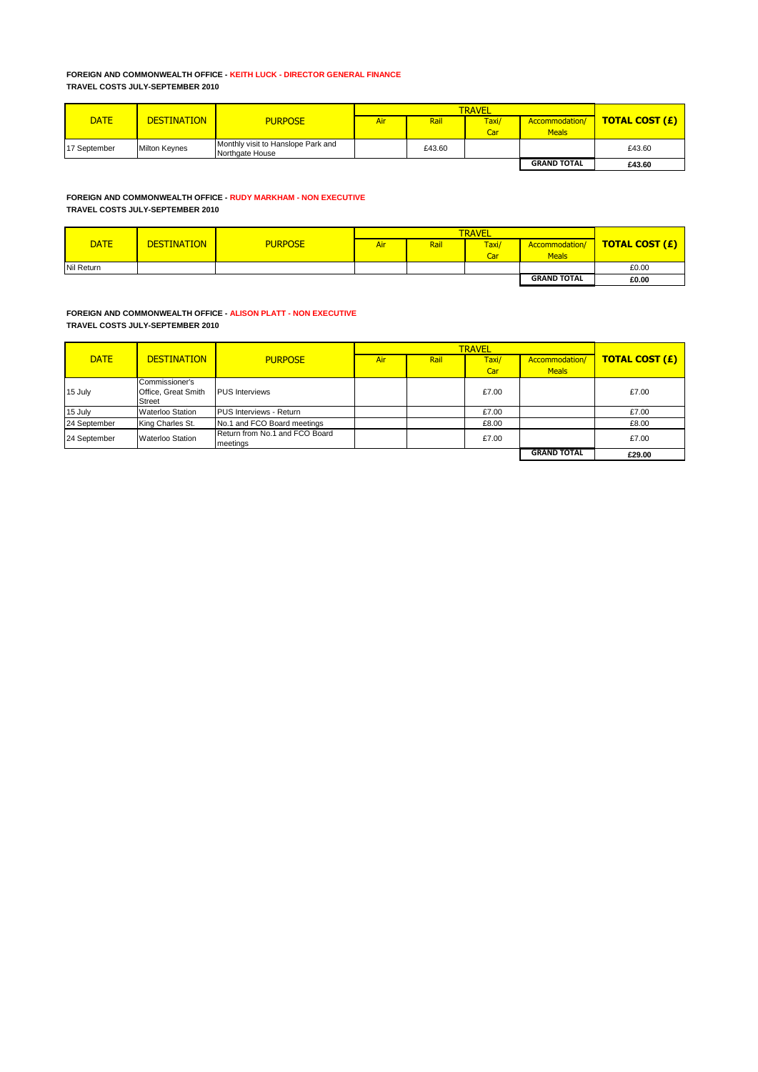**FOREIGN AND COMMONWEALTH OFFICE - KEITH LUCK - DIRECTOR GENERAL FINANCE**
**TRAVEL COSTS JULY-SEPTEMBER 2010**

| DATE | DESTINATION | PURPOSE | TRAVEL | | | | TOTAL COST (£) |
|---|---|---|---|---|---|---|---|
| | | | Air | Rail | Taxi/ Car | Accommodation/ Meals | |
| 17 September | Milton Keynes | Monthly visit to Hanslope Park and Northgate House | | £43.60 | | | £43.60 |
| | | | | | | **GRAND TOTAL** | **£43.60** |

**FOREIGN AND COMMONWEALTH OFFICE - RUDY MARKHAM - NON EXECUTIVE**
**TRAVEL COSTS JULY-SEPTEMBER 2010**

| DATE | DESTINATION | PURPOSE | TRAVEL | | | | TOTAL COST (£) |
|---|---|---|---|---|---|---|---|
| | | | Air | Rail | Taxi/ Car | Accommodation/ Meals | |
| Nil Return | | | | | | | £0.00 |
| | | | | | | **GRAND TOTAL** | **£0.00** |

**FOREIGN AND COMMONWEALTH OFFICE - ALISON PLATT - NON EXECUTIVE**
**TRAVEL COSTS JULY-SEPTEMBER 2010**

| DATE | DESTINATION | PURPOSE | TRAVEL | | | | TOTAL COST (£) |
|---|---|---|---|---|---|---|---|
| | | | Air | Rail | Taxi/ Car | Accommodation/ Meals | |
| 15 July | Commissioner's Office, Great Smith Street | PUS Interviews | | | £7.00 | | £7.00 |
| 15 July | Waterloo Station | PUS Interviews - Return | | | £7.00 | | £7.00 |
| 24 September | King Charles St. | No.1 and FCO Board meetings | | | £8.00 | | £8.00 |
| 24 September | Waterloo Station | Return from No.1 and FCO Board meetings | | | £7.00 | | £7.00 |
| | | | | | | **GRAND TOTAL** | **£29.00** |